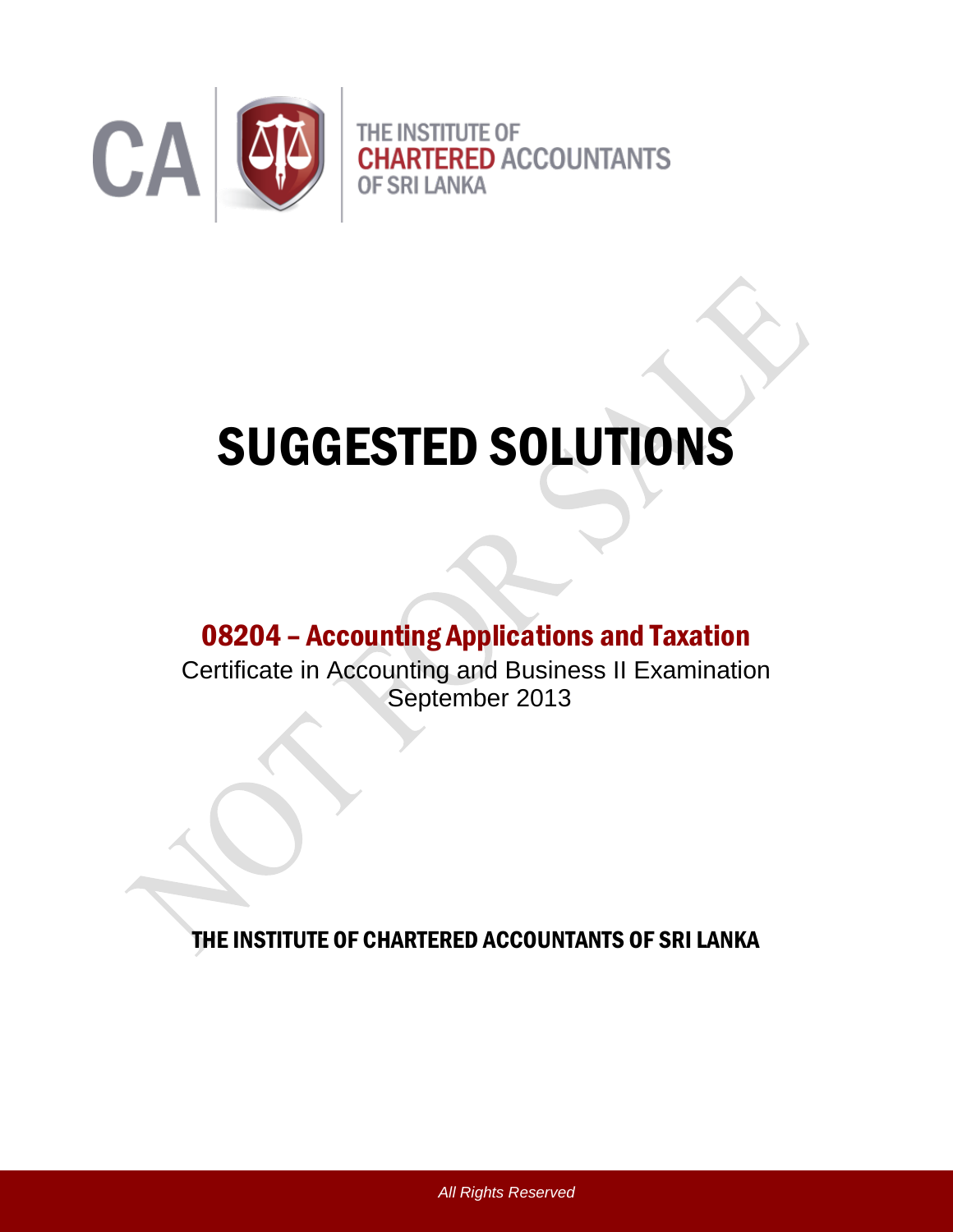CA | THE INSTITUTE OF CHARTERED ACCOUNTANTS OF SRI LANKA

# SUGGESTED SOLUTIONS

## 08204 – Accounting Applications and Taxation

Certificate in Accounting and Business II Examination
September 2013

**THE INSTITUTE OF CHARTERED ACCOUNTANTS OF SRI LANKA**

*All Rights Reserved*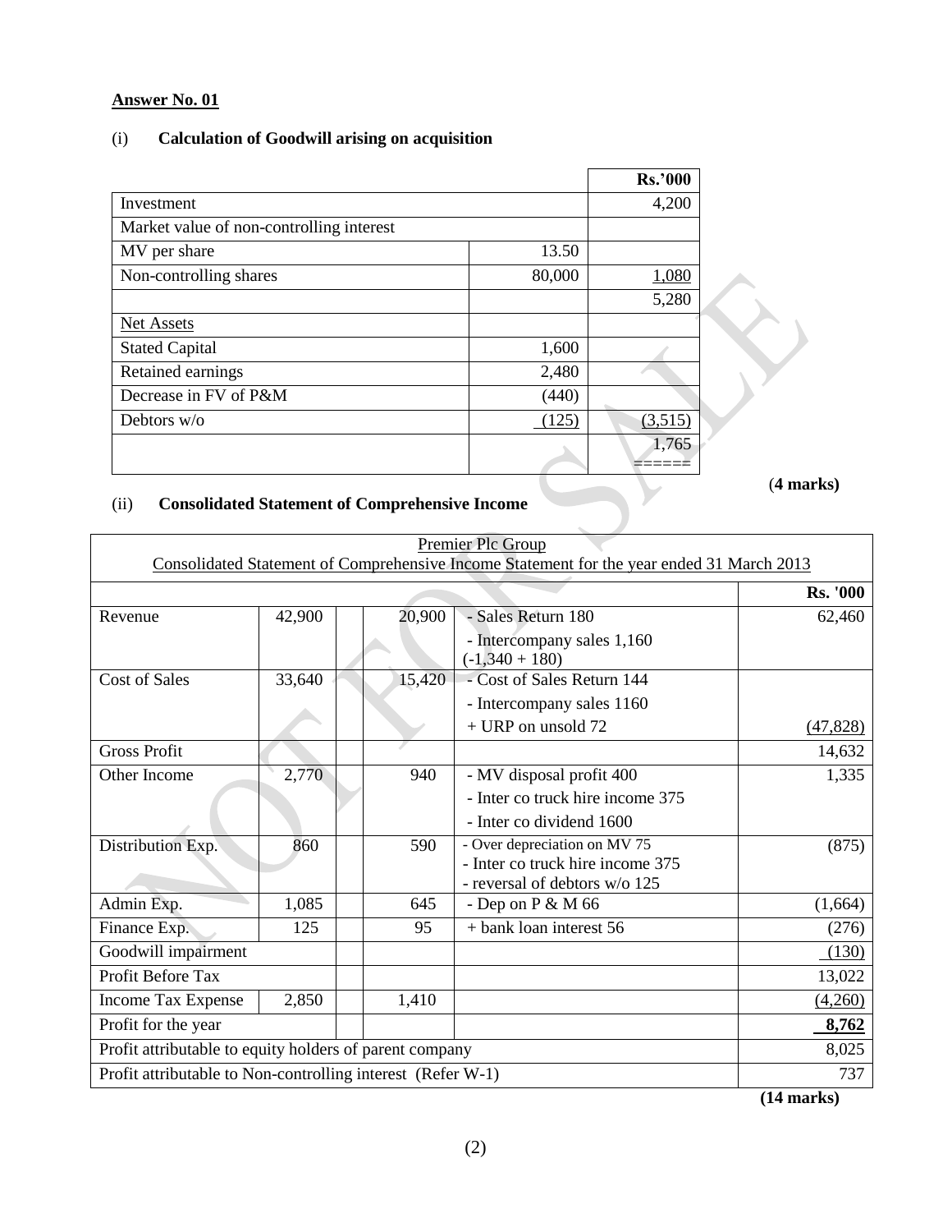**Answer No. 01**

(i) **Calculation of Goodwill arising on acquisition**

| | | Rs.'000 |
|---|---|---|
| Investment | | 4,200 |
| Market value of non-controlling interest | | |
| MV per share | 13.50 | |
| Non-controlling shares | 80,000 | 1,080 |
| | | 5,280 |
| Net Assets | | |
| Stated Capital | 1,600 | |
| Retained earnings | 2,480 | |
| Decrease in FV of P&M | (440) | |
| Debtors w/o | (125) | (3,515) |
| | | 1,765 |

(**4 marks)**

(ii) **Consolidated Statement of Comprehensive Income**

Premier Plc Group
Consolidated Statement of Comprehensive Income Statement for the year ended 31 March 2013

| | | | | | Rs. '000 |
|---|---|---|---|---|---|
| Revenue | 42,900 | | 20,900 | - Sales Return 180<br>- Intercompany sales 1,160 (-1,340 + 180) | 62,460 |
| Cost of Sales | 33,640 | | 15,420 | - Cost of Sales Return 144<br>- Intercompany sales 1160<br>+ URP on unsold 72 | (47,828) |
| Gross Profit | | | | | 14,632 |
| Other Income | 2,770 | | 940 | - MV disposal profit 400<br>- Inter co truck hire income 375<br>- Inter co dividend 1600 | 1,335 |
| Distribution Exp. | 860 | | 590 | - Over depreciation on MV 75<br>- Inter co truck hire income 375<br>- reversal of debtors w/o 125 | (875) |
| Admin Exp. | 1,085 | | 645 | - Dep on P & M 66 | (1,664) |
| Finance Exp. | 125 | | 95 | + bank loan interest 56 | (276) |
| Goodwill impairment | | | | | (130) |
| Profit Before Tax | | | | | 13,022 |
| Income Tax Expense | 2,850 | | 1,410 | | (4,260) |
| Profit for the year | | | | | **8,762** |
| Profit attributable to equity holders of parent company | | | | | 8,025 |
| Profit attributable to Non-controlling interest (Refer W-1) | | | | | 737 |

**(14 marks)**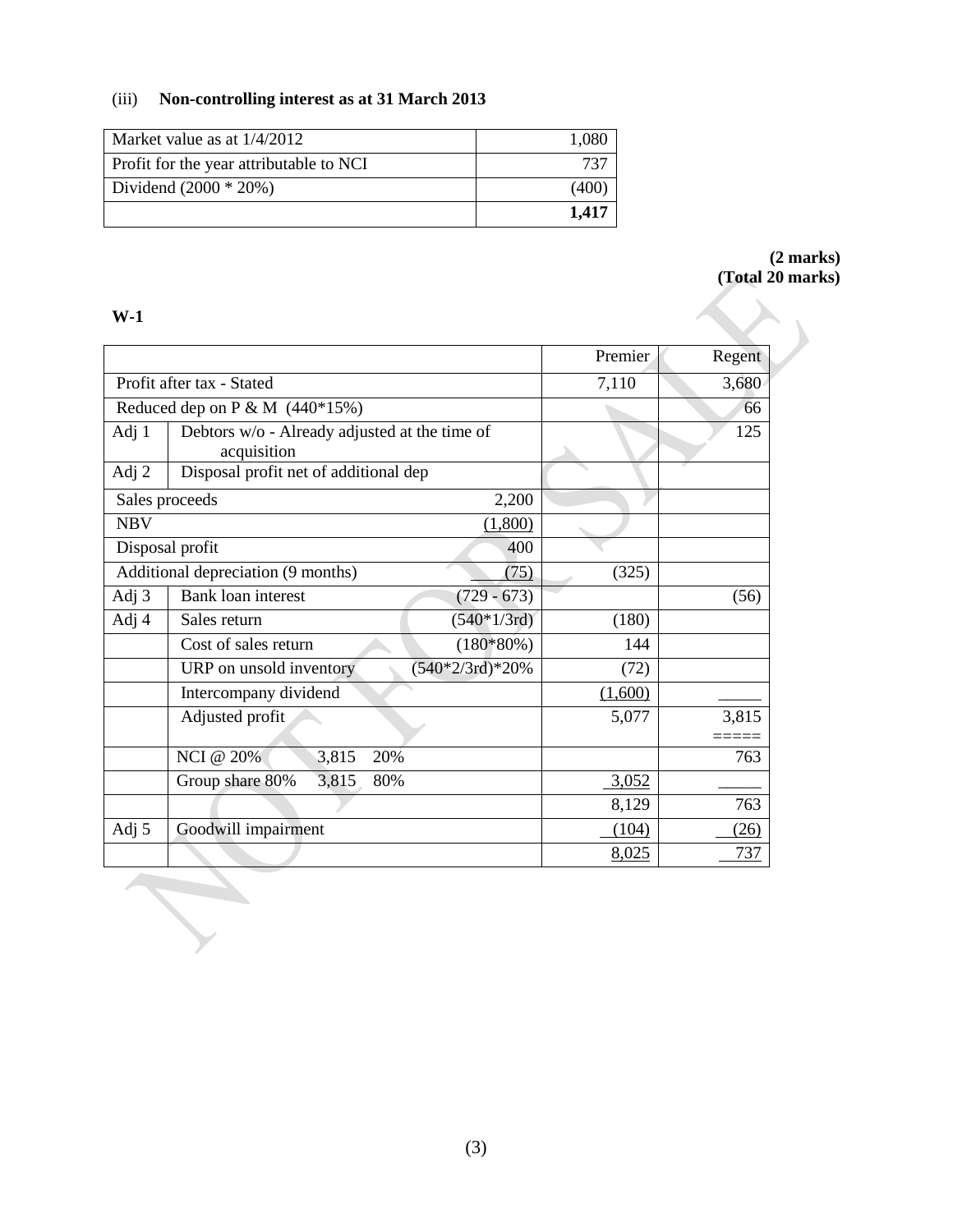(iii) **Non-controlling interest as at 31 March 2013**

| | |
|---|---:|
| Market value as at 1/4/2012 | 1,080 |
| Profit for the year attributable to NCI | 737 |
| Dividend (2000 * 20%) | (400) |
| | **1,417** |

**(2 marks)**
**(Total 20 marks)**

**W-1**

| | | | Premier | Regent |
|---|---|---:|---:|---:|
| Profit after tax - Stated | | | 7,110 | 3,680 |
| Reduced dep on P & M (440*15%) | | | | 66 |
| Adj 1 | Debtors w/o - Already adjusted at the time of acquisition | | | 125 |
| Adj 2 | Disposal profit net of additional dep | | | |
| Sales proceeds | | 2,200 | | |
| NBV | | (1,800) | | |
| Disposal profit | | 400 | | |
| Additional depreciation (9 months) | | (75) | (325) | |
| Adj 3 | Bank loan interest | (729 - 673) | | (56) |
| Adj 4 | Sales return | (540*1/3rd) | (180) | |
| | Cost of sales return | (180*80%) | 144 | |
| | URP on unsold inventory | (540*2/3rd)*20% | (72) | |
| | Intercompany dividend | | (1,600) | _____ |
| | Adjusted profit | | 5,077 | 3,815 |
| | NCI @ 20% 3,815 20% | | | 763 |
| | Group share 80% 3,815 80% | | 3,052 | _____ |
| | | | 8,129 | 763 |
| Adj 5 | Goodwill impairment | | (104) | (26) |
| | | | 8,025 | 737 |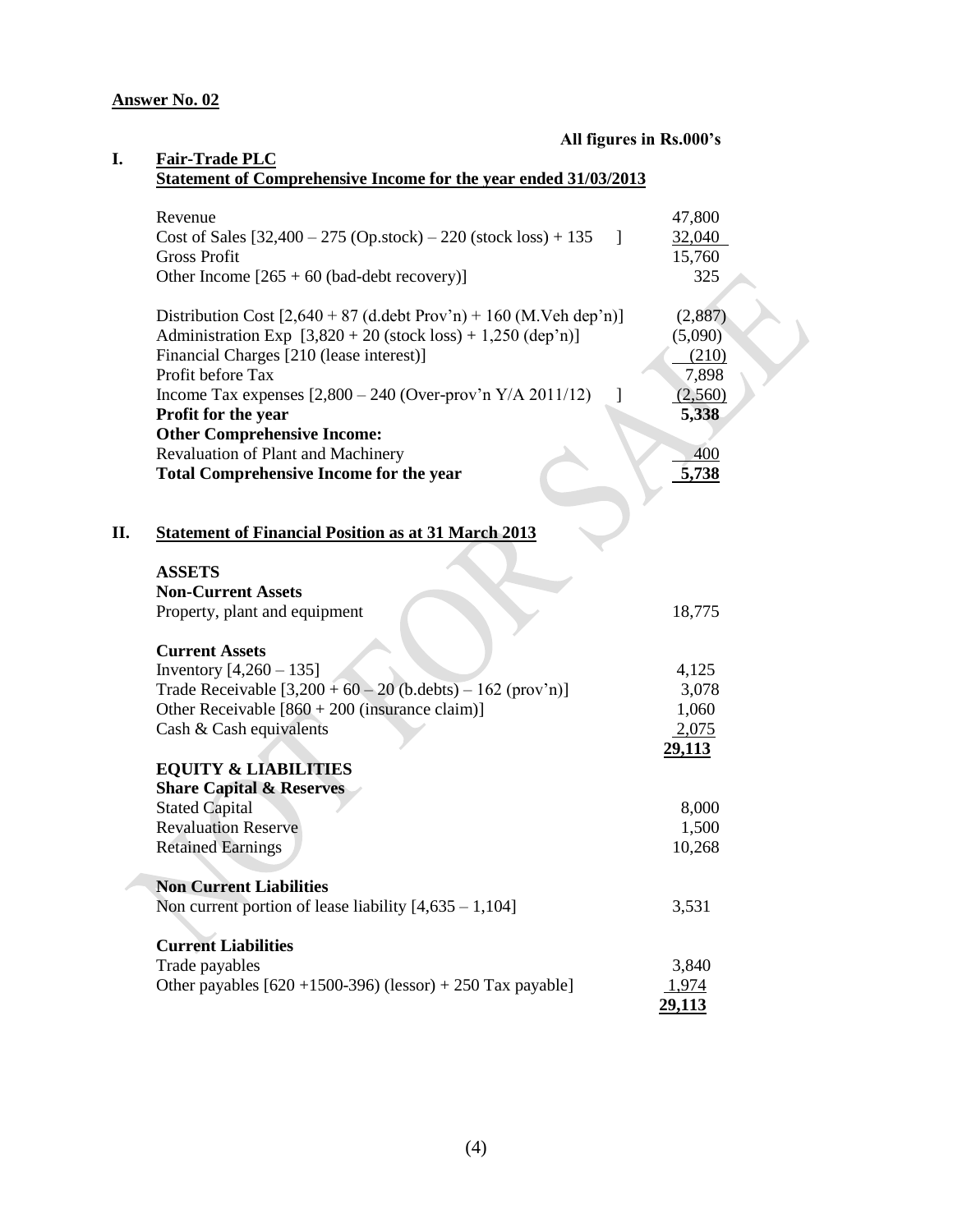**Answer No. 02**

**All figures in Rs.000's**

**I. Fair-Trade PLC**
**Statement of Comprehensive Income for the year ended 31/03/2013**

| | |
|---|---|
| Revenue | 47,800 |
| Cost of Sales [32,400 – 275 (Op.stock) – 220 (stock loss) + 135 ] | 32,040 |
| Gross Profit | 15,760 |
| Other Income [265 + 60 (bad-debt recovery)] | 325 |
| Distribution Cost [2,640 + 87 (d.debt Prov'n) + 160 (M.Veh dep'n)] | (2,887) |
| Administration Exp [3,820 + 20 (stock loss) + 1,250 (dep'n)] | (5,090) |
| Financial Charges [210 (lease interest)] | (210) |
| Profit before Tax | 7,898 |
| Income Tax expenses [2,800 – 240 (Over-prov'n Y/A 2011/12) ] | (2,560) |
| **Profit for the year** | **5,338** |
| **Other Comprehensive Income:** | |
| Revaluation of Plant and Machinery | 400 |
| **Total Comprehensive Income for the year** | **5,738** |

**II. Statement of Financial Position as at 31 March 2013**

| | |
|---|---|
| **ASSETS** | |
| **Non-Current Assets** | |
| Property, plant and equipment | 18,775 |
| **Current Assets** | |
| Inventory [4,260 – 135] | 4,125 |
| Trade Receivable [3,200 + 60 – 20 (b.debts) – 162 (prov'n)] | 3,078 |
| Other Receivable [860 + 200 (insurance claim)] | 1,060 |
| Cash & Cash equivalents | 2,075 |
| | **29,113** |
| **EQUITY & LIABILITIES** | |
| **Share Capital & Reserves** | |
| Stated Capital | 8,000 |
| Revaluation Reserve | 1,500 |
| Retained Earnings | 10,268 |
| **Non Current Liabilities** | |
| Non current portion of lease liability [4,635 – 1,104] | 3,531 |
| **Current Liabilities** | |
| Trade payables | 3,840 |
| Other payables [620 +1500-396) (lessor) + 250 Tax payable] | 1,974 |
| | **29,113** |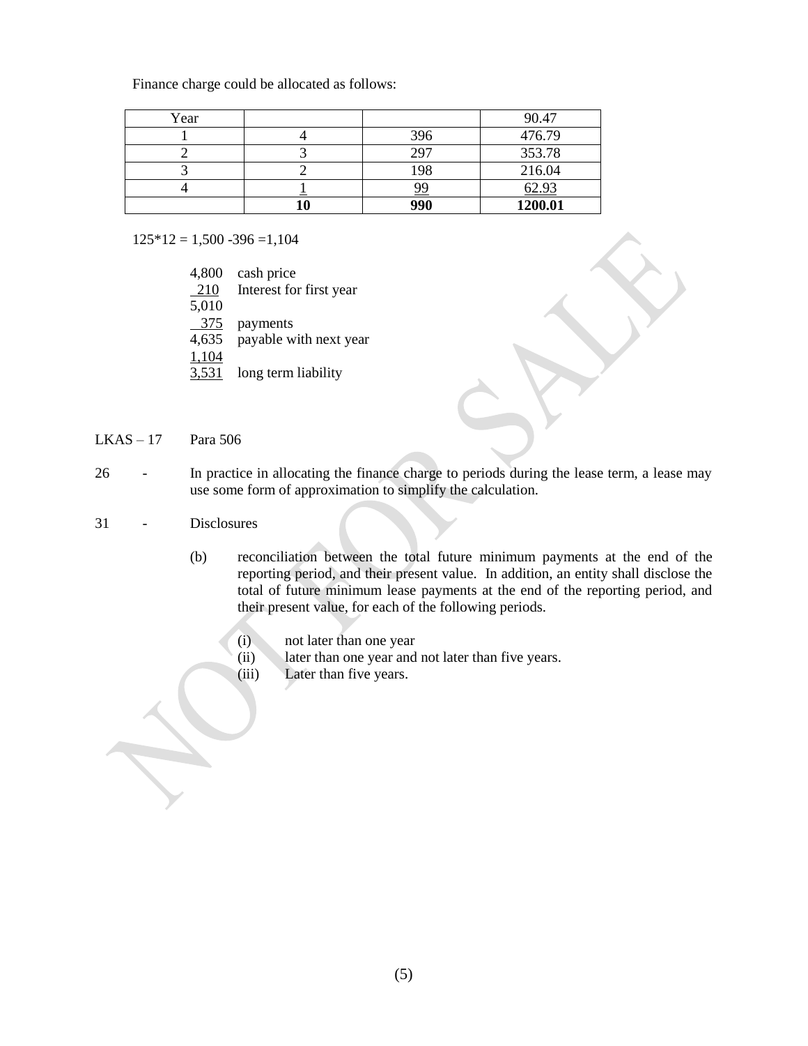Finance charge could be allocated as follows:

| Year | | | 90.47 |
|---|---|---|---|
| 1 | 4 | 396 | 476.79 |
| 2 | 3 | 297 | 353.78 |
| 3 | 2 | 198 | 216.04 |
| 4 | 1 | 99 | 62.93 |
| | **10** | **990** | **1200.01** |

125*12 = 1,500 -396 =1,104

| | |
|---|---|
| 4,800 | cash price |
| 210 | Interest for first year |
| 5,010 | |
| 375 | payments |
| 4,635 | payable with next year |
| 1,104 | |
| 3,531 | long term liability |

LKAS – 17 Para 506

26 - In practice in allocating the finance charge to periods during the lease term, a lease may use some form of approximation to simplify the calculation.

31 - Disclosures

(b) reconciliation between the total future minimum payments at the end of the reporting period, and their present value. In addition, an entity shall disclose the total of future minimum lease payments at the end of the reporting period, and their present value, for each of the following periods.

(i) not later than one year
(ii) later than one year and not later than five years.
(iii) Later than five years.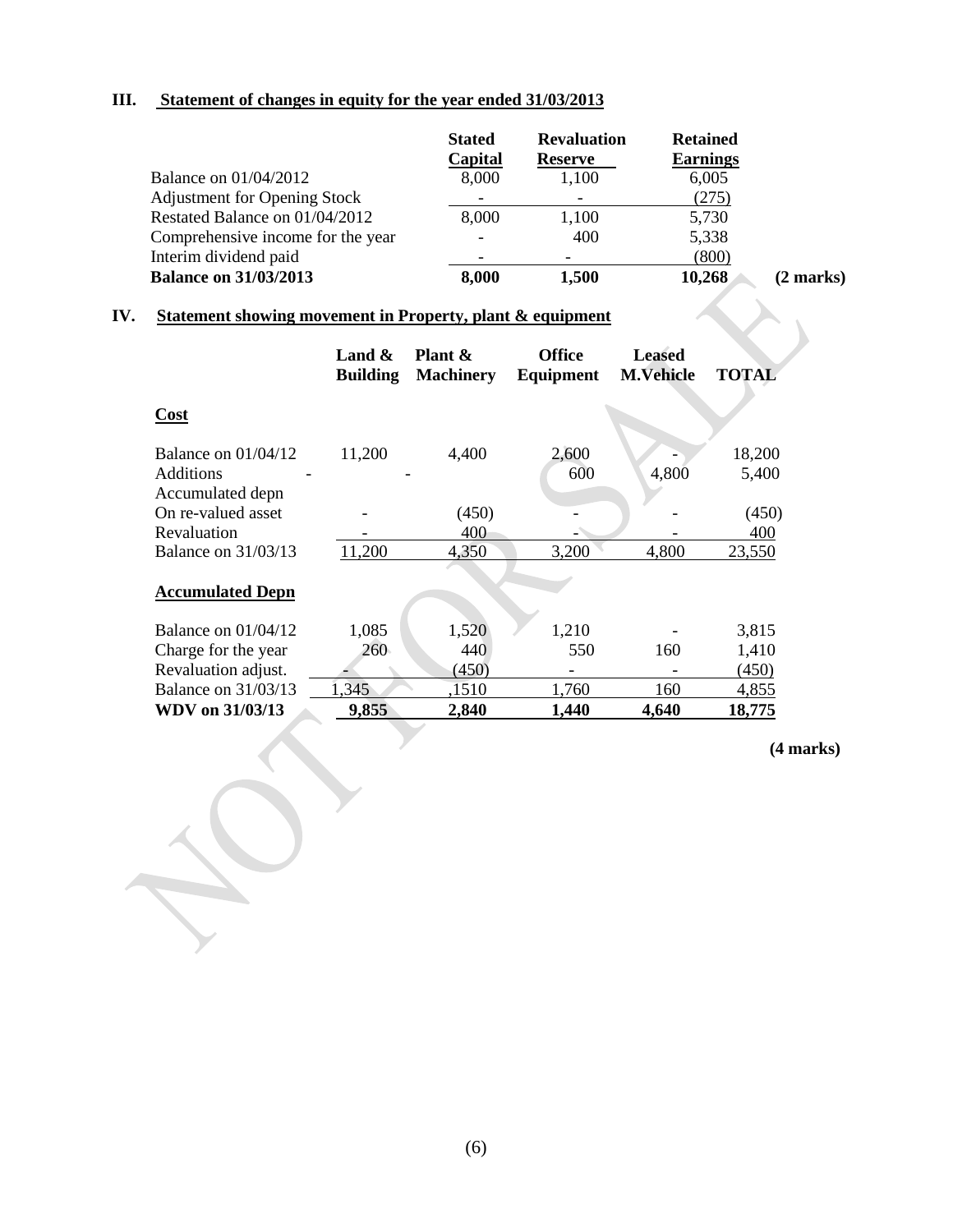## III. Statement of changes in equity for the year ended 31/03/2013

| | Stated Capital | Revaluation Reserve | Retained Earnings |
|---|---|---|---|
| Balance on 01/04/2012 | 8,000 | 1,100 | 6,005 |
| Adjustment for Opening Stock | - | - | (275) |
| Restated Balance on 01/04/2012 | 8,000 | 1,100 | 5,730 |
| Comprehensive income for the year | - | 400 | 5,338 |
| Interim dividend paid | - | - | (800) |
| **Balance on 31/03/2013** | **8,000** | **1,500** | **10,268** |

**(2 marks)**

## IV. Statement showing movement in Property, plant & equipment

| | Land & Building | Plant & Machinery | Office Equipment | Leased M.Vehicle | TOTAL |
|---|---|---|---|---|---|
| **Cost** | | | | | |
| Balance on 01/04/12 | 11,200 | 4,400 | 2,600 | - | 18,200 |
| Additions | - | - | 600 | 4,800 | 5,400 |
| Accumulated depn On re-valued asset | - | (450) | - | - | (450) |
| Revaluation | - | 400 | - | - | 400 |
| Balance on 31/03/13 | 11,200 | 4,350 | 3,200 | 4,800 | 23,550 |
| **Accumulated Depn** | | | | | |
| Balance on 01/04/12 | 1,085 | 1,520 | 1,210 | - | 3,815 |
| Charge for the year | 260 | 440 | 550 | 160 | 1,410 |
| Revaluation adjust. | - | (450) | - | - | (450) |
| Balance on 31/03/13 | 1,345 | ,1510 | 1,760 | 160 | 4,855 |
| **WDV on 31/03/13** | **9,855** | **2,840** | **1,440** | **4,640** | **18,775** |

**(4 marks)**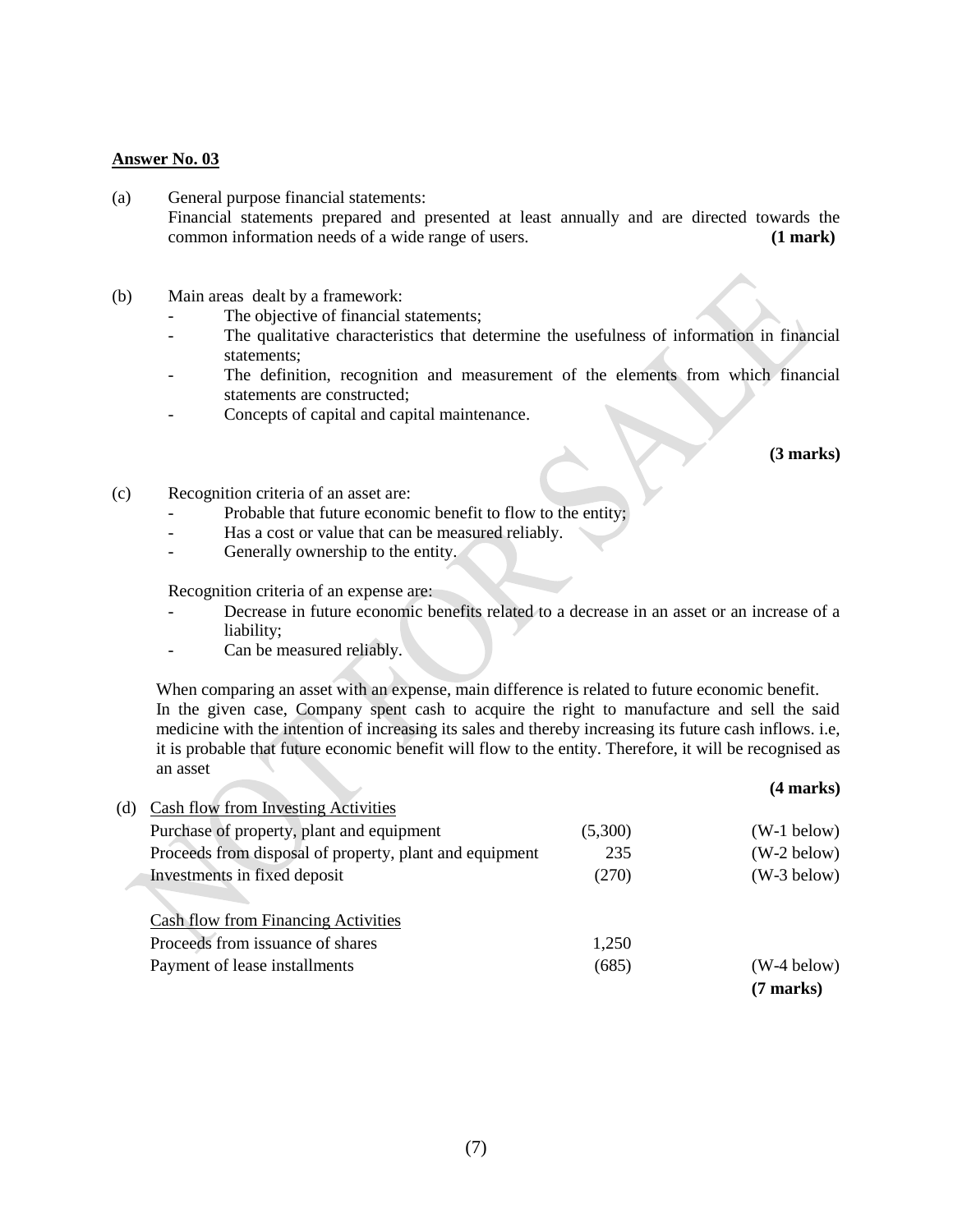**Answer No. 03**

(a) General purpose financial statements:
Financial statements prepared and presented at least annually and are directed towards the common information needs of a wide range of users. **(1 mark)**

(b) Main areas dealt by a framework:

- The objective of financial statements;
- The qualitative characteristics that determine the usefulness of information in financial statements;
- The definition, recognition and measurement of the elements from which financial statements are constructed;
- Concepts of capital and capital maintenance.

**(3 marks)**

(c) Recognition criteria of an asset are:

- Probable that future economic benefit to flow to the entity;
- Has a cost or value that can be measured reliably.
- Generally ownership to the entity.

Recognition criteria of an expense are:

- Decrease in future economic benefits related to a decrease in an asset or an increase of a liability;
- Can be measured reliably.

When comparing an asset with an expense, main difference is related to future economic benefit.
In the given case, Company spent cash to acquire the right to manufacture and sell the said medicine with the intention of increasing its sales and thereby increasing its future cash inflows. i.e, it is probable that future economic benefit will flow to the entity. Therefore, it will be recognised as an asset

**(4 marks)**

(d)

| | | |
|---|---|---|
| Cash flow from Investing Activities | | |
| Purchase of property, plant and equipment | (5,300) | (W-1 below) |
| Proceeds from disposal of property, plant and equipment | 235 | (W-2 below) |
| Investments in fixed deposit | (270) | (W-3 below) |
| | | |
| Cash flow from Financing Activities | | |
| Proceeds from issuance of shares | 1,250 | |
| Payment of lease installments | (685) | (W-4 below) |

**(7 marks)**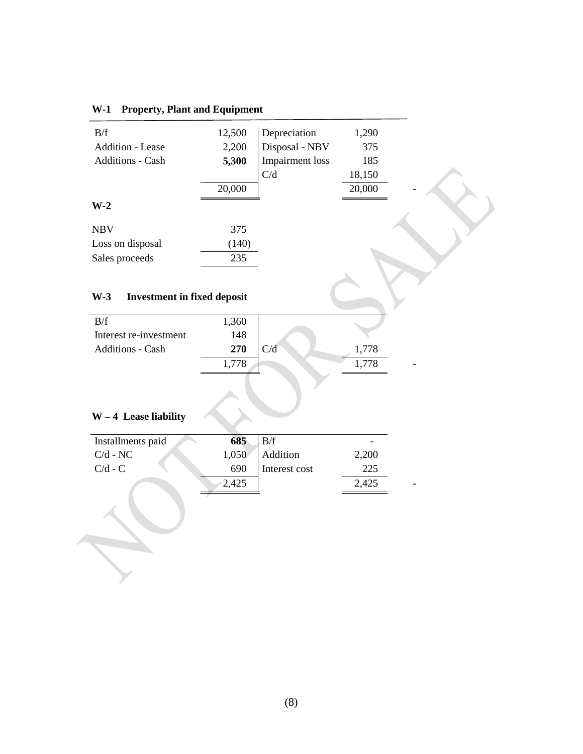### W-1 Property, Plant and Equipment

| | | | |
|---|---|---|---|
| B/f | 12,500 | Depreciation | 1,290 |
| Addition - Lease | 2,200 | Disposal - NBV | 375 |
| Additions - Cash | **5,300** | Impairment loss | 185 |
| | | C/d | 18,150 |
| | 20,000 | | 20,000 |

### W-2

| | |
|---|---|
| NBV | 375 |
| Loss on disposal | (140) |
| Sales proceeds | 235 |

### W-3 Investment in fixed deposit

| | | | |
|---|---|---|---|
| B/f | 1,360 | | |
| Interest re-investment | 148 | | |
| Additions - Cash | **270** | C/d | 1,778 |
| | 1,778 | | 1,778 |

### W – 4 Lease liability

| | | | |
|---|---|---|---|
| Installments paid | **685** | B/f | - |
| C/d - NC | 1,050 | Addition | 2,200 |
| C/d - C | 690 | Interest cost | 225 |
| | 2,425 | | 2,425 |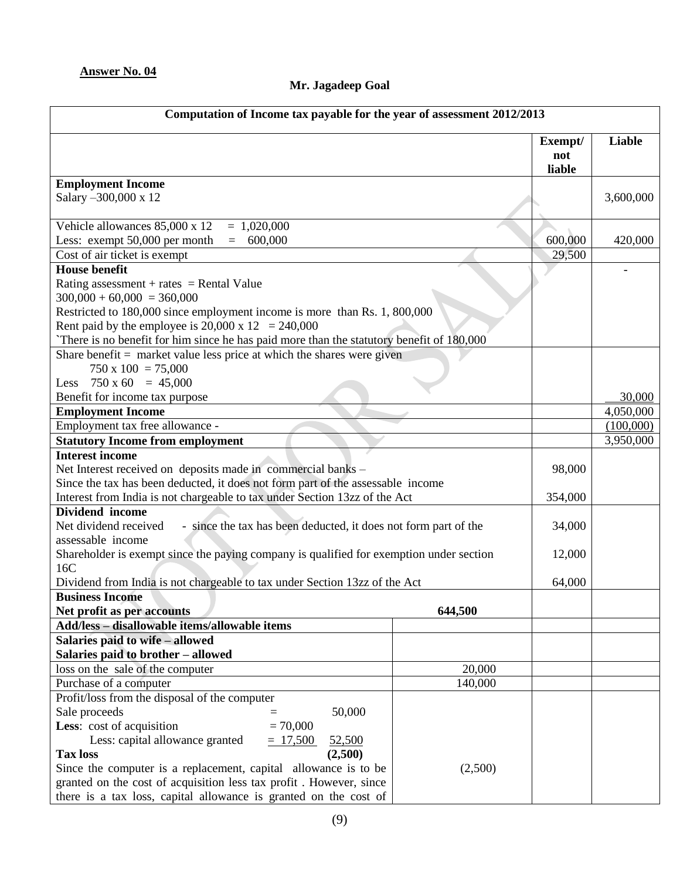**Answer No. 04**

**Mr. Jagadeep Goal**

| Computation of Income tax payable for the year of assessment 2012/2013 | | Exempt/ not liable | Liable |
|---|---|---|---|
| **Employment Income**<br>Salary –300,000 x 12 | | | 3,600,000 |
| Vehicle allowances 85,000 x 12 = 1,020,000<br>Less: exempt 50,000 per month = 600,000 | | 600,000 | 420,000 |
| Cost of air ticket is exempt | | 29,500 | |
| **House benefit**<br>Rating assessment + rates = Rental Value<br>300,000 + 60,000 = 360,000<br>Restricted to 180,000 since employment income is more than Rs. 1, 800,000<br>Rent paid by the employee is 20,000 x 12 = 240,000<br>`There is no benefit for him since he has paid more than the statutory benefit of 180,000 | | | - |
| Share benefit = market value less price at which the shares were given<br>750 x 100 = 75,000<br>Less 750 x 60 = 45,000<br>Benefit for income tax purpose | | | 30,000 |
| **Employment Income** | | | 4,050,000 |
| Employment tax free allowance - | | | (100,000) |
| **Statutory Income from employment** | | | 3,950,000 |
| **Interest income**<br>Net Interest received on deposits made in commercial banks –<br>Since the tax has been deducted, it does not form part of the assessable income | | 98,000 | |
| Interest from India is not chargeable to tax under Section 13zz of the Act | | 354,000 | |
| **Dividend income**<br>Net dividend received - since the tax has been deducted, it does not form part of the assessable income | | 34,000 | |
| Shareholder is exempt since the paying company is qualified for exemption under section 16C | | 12,000 | |
| Dividend from India is not chargeable to tax under Section 13zz of the Act | | 64,000 | |
| **Business Income**<br>**Net profit as per accounts** | 644,500 | | |
| **Add/less – disallowable items/allowable items** | | | |
| **Salaries paid to wife – allowed**<br>**Salaries paid to brother – allowed** | | | |
| loss on the sale of the computer | 20,000 | | |
| Purchase of a computer | 140,000 | | |
| Profit/loss from the disposal of the computer<br>Sale proceeds = 50,000<br>**Less**: cost of acquisition = 70,000<br>Less: capital allowance granted = 17,500 52,500<br>**Tax loss** (2,500)<br>Since the computer is a replacement, capital allowance is to be granted on the cost of acquisition less tax profit . However, since there is a tax loss, capital allowance is granted on the cost of | (2,500) | | |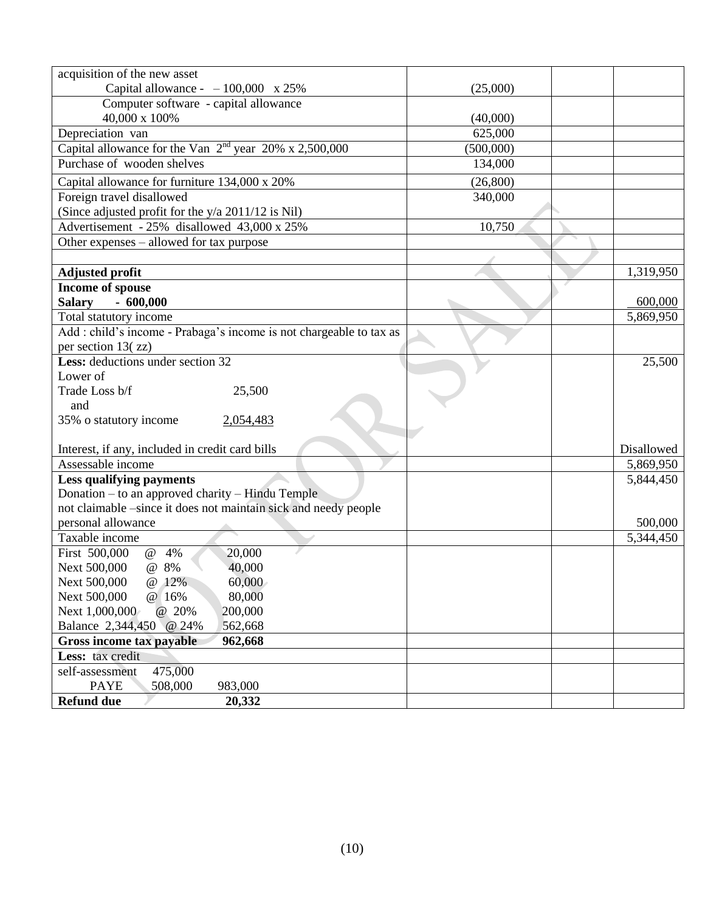| | | | |
|---|---|---|---|
| acquisition of the new asset<br>Capital allowance -  – 100,000  x 25% | (25,000) | | |
| Computer software - capital allowance<br>40,000 x 100% | (40,000) | | |
| Depreciation van | 625,000 | | |
| Capital allowance for the Van  2nd year  20% x 2,500,000 | (500,000) | | |
| Purchase of wooden shelves | 134,000 | | |
| Capital allowance for furniture 134,000 x 20% | (26,800) | | |
| Foreign travel disallowed<br>(Since adjusted profit for the y/a 2011/12 is Nil) | 340,000 | | |
| Advertisement - 25% disallowed 43,000 x 25% | 10,750 | | |
| Other expenses – allowed for tax purpose | | | |
| | | | |
| **Adjusted profit** | | | 1,319,950 |
| **Income of spouse**<br>**Salary - 600,000** | | | 600,000 |
| Total statutory income | | | 5,869,950 |
| Add : child's income - Prabaga's income is not chargeable to tax as per section 13( zz) | | | |
| **Less:** deductions under section 32<br>Lower of<br>Trade Loss b/f  25,500<br>and<br>35% o statutory income  2,054,483<br><br>Interest, if any, included in credit card bills | | | 25,500<br><br><br><br><br><br><br>Disallowed |
| Assessable income | | | 5,869,950 |
| **Less qualifying payments**<br>Donation – to an approved charity – Hindu Temple<br>not claimable –since it does not maintain sick and needy people<br>personal allowance | | | 5,844,450<br><br><br>500,000 |
| Taxable income | | | 5,344,450 |
| First 500,000 @ 4%  20,000<br>Next 500,000 @ 8%  40,000<br>Next 500,000 @ 12%  60,000<br>Next 500,000 @ 16%  80,000<br>Next 1,000,000 @ 20%  200,000<br>Balance 2,344,450 @ 24%  562,668 | | | |
| **Gross income tax payable  962,668** | | | |
| **Less:** tax credit | | | |
| self-assessment  475,000<br>PAYE  508,000  983,000 | | | |
| **Refund due  20,332** | | | |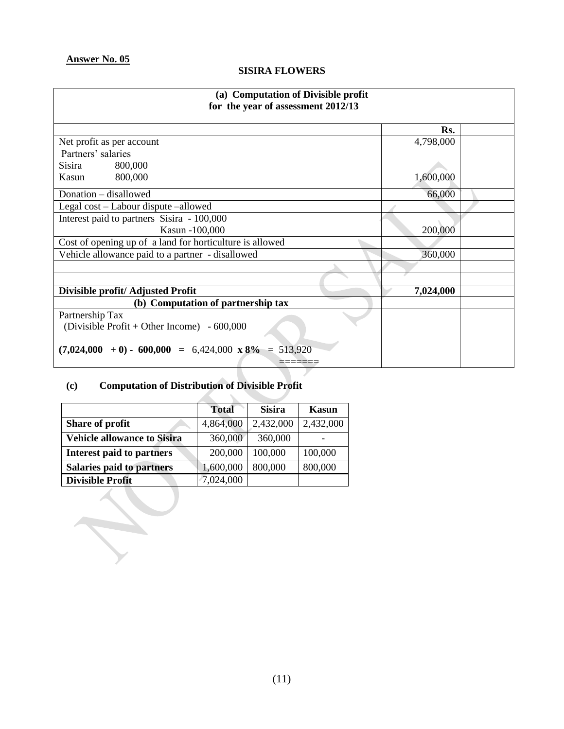**Answer No. 05**

**SISIRA FLOWERS**

| **(a) Computation of Divisible profit for the year of assessment 2012/13** | | |
|---|---|---|
| | **Rs.** | |
| Net profit as per account | 4,798,000 | |
| Partners' salaries<br>Sisira 800,000<br>Kasun 800,000 | 1,600,000 | |
| Donation – disallowed | 66,000 | |
| Legal cost – Labour dispute –allowed | | |
| Interest paid to partners Sisira - 100,000<br>Kasun -100,000 | 200,000 | |
| Cost of opening up of a land for horticulture is allowed | | |
| Vehicle allowance paid to a partner - disallowed | 360,000 | |
| | | |
| | | |
| **Divisible profit/ Adjusted Profit** | **7,024,000** | |
| **(b) Computation of partnership tax** | | |
| Partnership Tax<br>(Divisible Profit + Other Income) - 600,000<br><br>**(7,024,000 + 0) - 600,000 =** 6,424,000 **x 8%** = 513,920<br>======= | | |

**(c) Computation of Distribution of Divisible Profit**

| | **Total** | **Sisira** | **Kasun** |
|---|---|---|---|
| **Share of profit** | 4,864,000 | 2,432,000 | 2,432,000 |
| **Vehicle allowance to Sisira** | 360,000 | 360,000 | - |
| **Interest paid to partners** | 200,000 | 100,000 | 100,000 |
| **Salaries paid to partners** | 1,600,000 | 800,000 | 800,000 |
| **Divisible Profit** | 7,024,000 | | |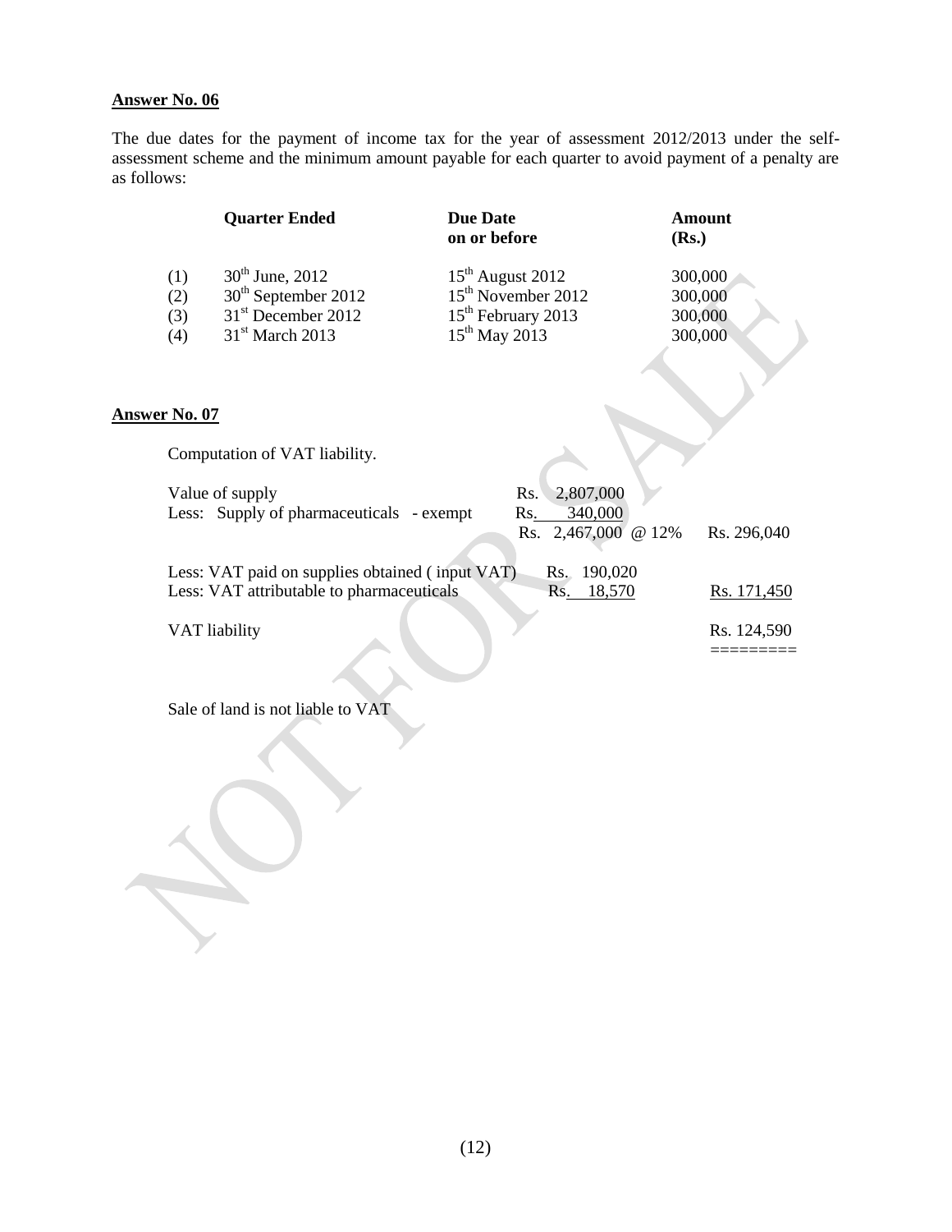**Answer No. 06**

The due dates for the payment of income tax for the year of assessment 2012/2013 under the self-assessment scheme and the minimum amount payable for each quarter to avoid payment of a penalty are as follows:

| | Quarter Ended | Due Date on or before | Amount (Rs.) |
|---|---|---|---|
| (1) | 30th June, 2012 | 15th August 2012 | 300,000 |
| (2) | 30th September 2012 | 15th November 2012 | 300,000 |
| (3) | 31st December 2012 | 15th February 2013 | 300,000 |
| (4) | 31st March 2013 | 15th May 2013 | 300,000 |

**Answer No. 07**

Computation of VAT liability.

| | | |
|---|---|---|
| Value of supply | Rs. 2,807,000 | |
| Less: Supply of pharmaceuticals - exempt | Rs. 340,000 | |
| | Rs. 2,467,000 @ 12% | Rs. 296,040 |
| Less: VAT paid on supplies obtained ( input VAT) | Rs. 190,020 | |
| Less: VAT attributable to pharmaceuticals | Rs. 18,570 | Rs. 171,450 |
| VAT liability | | Rs. 124,590 |

Sale of land is not liable to VAT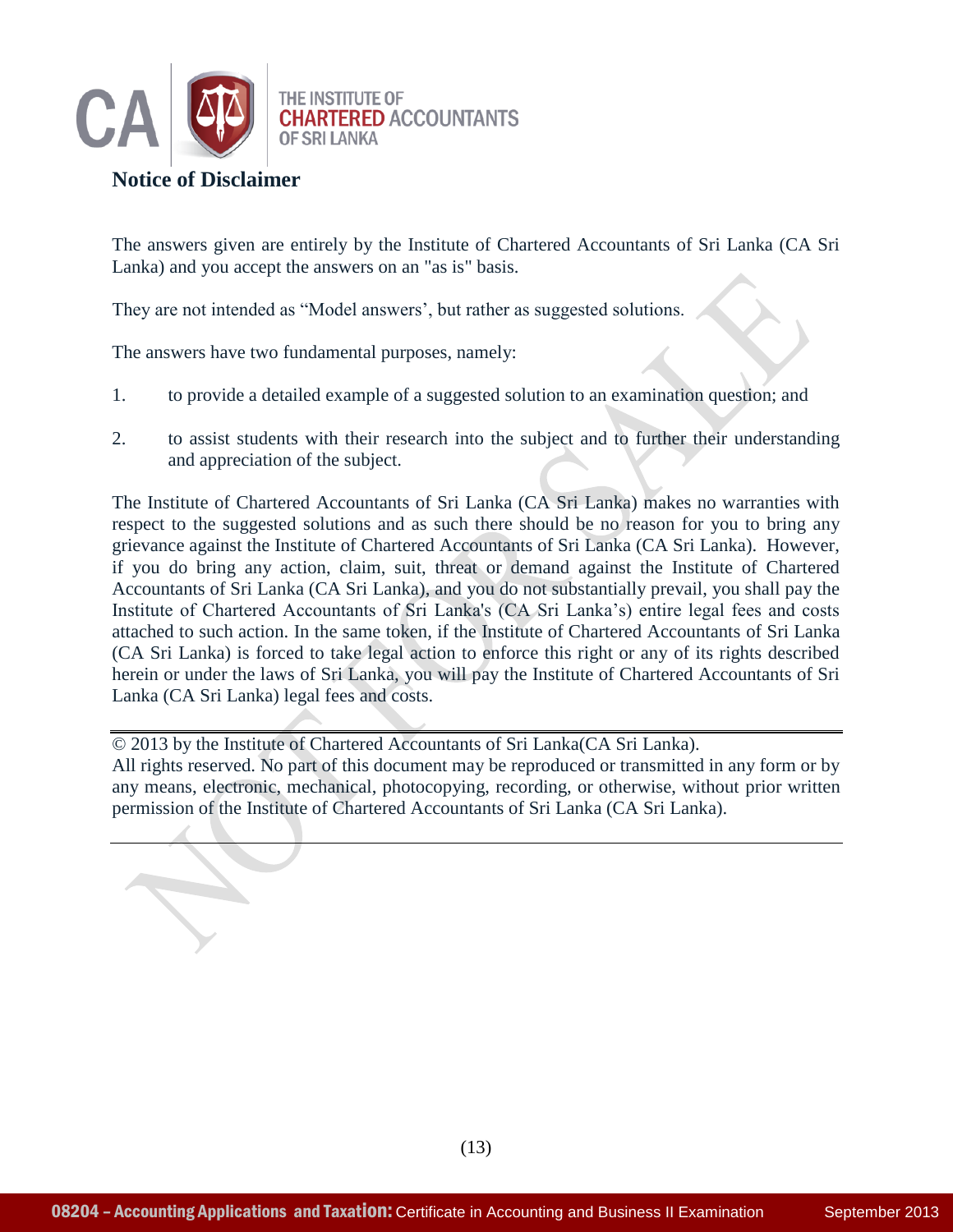THE INSTITUTE OF CHARTERED ACCOUNTANTS OF SRI LANKA

## Notice of Disclaimer

The answers given are entirely by the Institute of Chartered Accountants of Sri Lanka (CA Sri Lanka) and you accept the answers on an "as is" basis.

They are not intended as "Model answers', but rather as suggested solutions.

The answers have two fundamental purposes, namely:

1. to provide a detailed example of a suggested solution to an examination question; and
2. to assist students with their research into the subject and to further their understanding and appreciation of the subject.

The Institute of Chartered Accountants of Sri Lanka (CA Sri Lanka) makes no warranties with respect to the suggested solutions and as such there should be no reason for you to bring any grievance against the Institute of Chartered Accountants of Sri Lanka (CA Sri Lanka). However, if you do bring any action, claim, suit, threat or demand against the Institute of Chartered Accountants of Sri Lanka (CA Sri Lanka), and you do not substantially prevail, you shall pay the Institute of Chartered Accountants of Sri Lanka's (CA Sri Lanka's) entire legal fees and costs attached to such action. In the same token, if the Institute of Chartered Accountants of Sri Lanka (CA Sri Lanka) is forced to take legal action to enforce this right or any of its rights described herein or under the laws of Sri Lanka, you will pay the Institute of Chartered Accountants of Sri Lanka (CA Sri Lanka) legal fees and costs.

---

© 2013 by the Institute of Chartered Accountants of Sri Lanka(CA Sri Lanka).
All rights reserved. No part of this document may be reproduced or transmitted in any form or by any means, electronic, mechanical, photocopying, recording, or otherwise, without prior written permission of the Institute of Chartered Accountants of Sri Lanka (CA Sri Lanka).

---